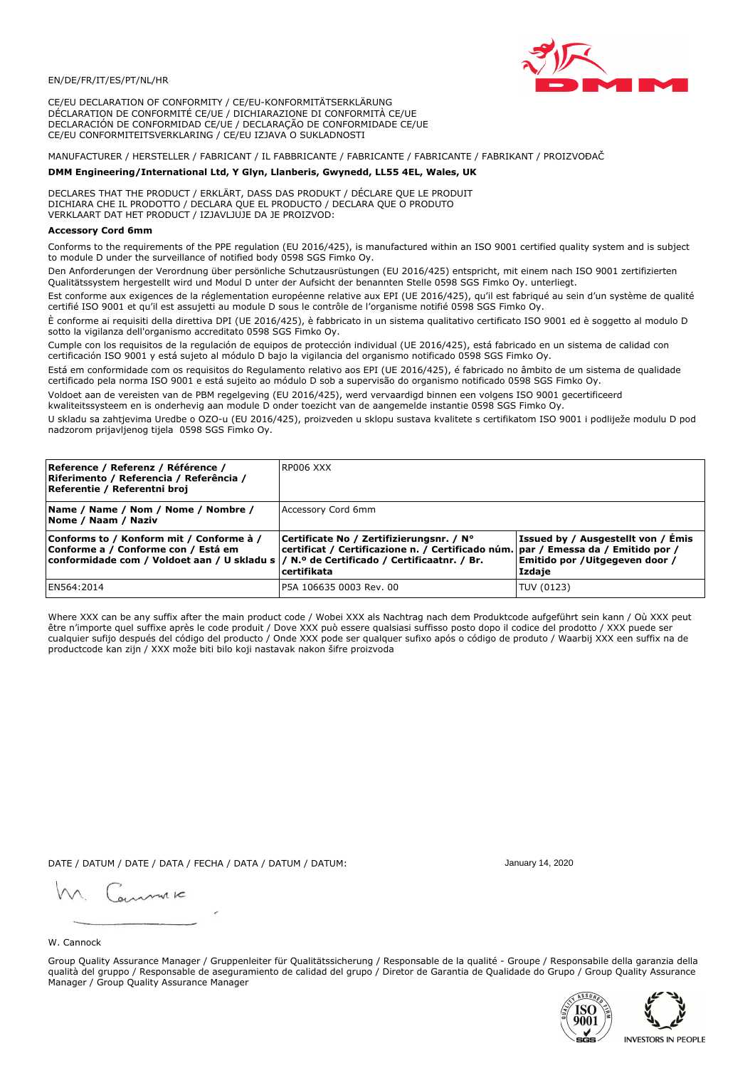EN/DE/FR/IT/ES/PT/NL/HR

CE/EU DECLARATION OF CONFORMITY / CE/EU-KONFORMITÄTSERKLÄRUNG
DÉCLARATION DE CONFORMITÉ CE/UE / DICHIARAZIONE DI CONFORMITÀ CE/UE
DECLARACIÓN DE CONFORMIDAD CE/UE / DECLARAÇÃO DE CONFORMIDADE CE/UE
CE/EU CONFORMITEITSVERKLARING / CE/EU IZJAVA O SUKLADNOSTI

MANUFACTURER / HERSTELLER / FABRICANT / IL FABBRICANTE / FABRICANTE / FABRICANTE / FABRIKANT / PROIZVOĐAČ

**DMM Engineering/International Ltd, Y Glyn, Llanberis, Gwynedd, LL55 4EL, Wales, UK**

DECLARES THAT THE PRODUCT / ERKLÄRT, DASS DAS PRODUKT / DÉCLARE QUE LE PRODUIT
DICHIARA CHE IL PRODOTTO / DECLARA QUE EL PRODUCTO / DECLARA QUE O PRODUTO
VERKLAART DAT HET PRODUCT / IZJAVLJUJE DA JE PROIZVOD:

**Accessory Cord 6mm**

Conforms to the requirements of the PPE regulation (EU 2016/425), is manufactured within an ISO 9001 certified quality system and is subject to module D under the surveillance of notified body 0598 SGS Fimko Oy.

Den Anforderungen der Verordnung über persönliche Schutzausrüstungen (EU 2016/425) entspricht, mit einem nach ISO 9001 zertifizierten Qualitätssystem hergestellt wird und Modul D unter der Aufsicht der benannten Stelle 0598 SGS Fimko Oy. unterliegt.

Est conforme aux exigences de la réglementation européenne relative aux EPI (UE 2016/425), qu'il est fabriqué au sein d'un système de qualité certifié ISO 9001 et qu'il est assujetti au module D sous le contrôle de l'organisme notifié 0598 SGS Fimko Oy.

È conforme ai requisiti della direttiva DPI (UE 2016/425), è fabbricato in un sistema qualitativo certificato ISO 9001 ed è soggetto al modulo D sotto la vigilanza dell'organismo accreditato 0598 SGS Fimko Oy.

Cumple con los requisitos de la regulación de equipos de protección individual (UE 2016/425), está fabricado en un sistema de calidad con certificación ISO 9001 y está sujeto al módulo D bajo la vigilancia del organismo notificado 0598 SGS Fimko Oy.

Está em conformidade com os requisitos do Regulamento relativo aos EPI (UE 2016/425), é fabricado no âmbito de um sistema de qualidade certificado pela norma ISO 9001 e está sujeito ao módulo D sob a supervisão do organismo notificado 0598 SGS Fimko Oy.

Voldoet aan de vereisten van de PBM regelgeving (EU 2016/425), werd vervaardigd binnen een volgens ISO 9001 gecertificeerd kwaliteitssysteem en is onderhevig aan module D onder toezicht van de aangemelde instantie 0598 SGS Fimko Oy.

U skladu sa zahtjevima Uredbe o OZO-u (EU 2016/425), proizveden u sklopu sustava kvalitete s certifikatom ISO 9001 i podliježe modulu D pod nadzorom prijavljenog tijela 0598 SGS Fimko Oy.

| **Reference / Referenz / Référence / Riferimento / Referencia / Referência / Referentie / Referentni broj** | RP006 XXX | |
|---|---|---|
| **Name / Name / Nom / Nome / Nombre / Nome / Naam / Naziv** | Accessory Cord 6mm | |
| **Conforms to / Konform mit / Conforme à / Conforme a / Conforme con / Está em conformidade com / Voldoet aan / U skladu s** | **Certificate No / Zertifizierungsnr. / N° certificat / Certificazione n. / Certificado núm. / N.º de Certificado / Certificaatnr. / Br. certifikata** | **Issued by / Ausgestellt von / Émis par / Emessa da / Emitido por / Emitido por / Uitgegeven door / Izdaje** |
| EN564:2014 | P5A 106635 0003 Rev. 00 | TUV (0123) |

Where XXX can be any suffix after the main product code / Wobei XXX als Nachtrag nach dem Produktcode aufgeführt sein kann / Où XXX peut être n'importe quel suffixe après le code produit / Dove XXX può essere qualsiasi suffisso posto dopo il codice del prodotto / XXX puede ser cualquier sufijo después del código del producto / Onde XXX pode ser qualquer sufixo após o código de produto / Waarbij XXX een suffix na de productcode kan zijn / XXX može biti bilo koji nastavak nakon šifre proizvoda

DATE / DATUM / DATE / DATA / FECHA / DATA / DATUM / DATUM: January 14, 2020

W. Cannock

Group Quality Assurance Manager / Gruppenleiter für Qualitätssicherung / Responsable de la qualité - Groupe / Responsabile della garanzia della qualità del gruppo / Responsable de aseguramiento de calidad del grupo / Diretor de Garantia de Qualidade do Grupo / Group Quality Assurance Manager / Group Quality Assurance Manager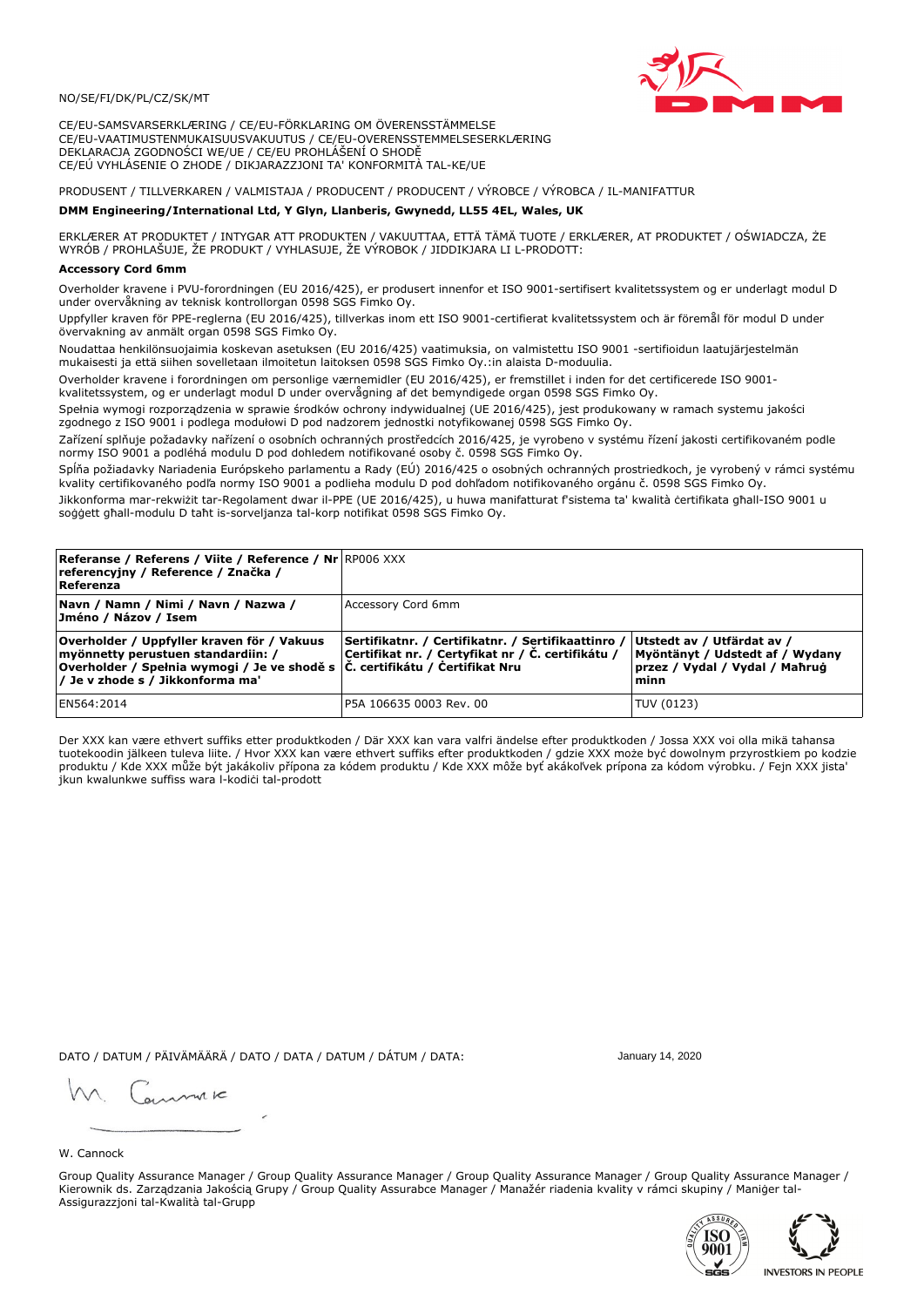NO/SE/FI/DK/PL/CZ/SK/MT

CE/EU-SAMSVARSERKLÆRING / CE/EU-FÖRKLARING OM ÖVERENSSTÄMMELSE
CE/EU-VAATIMUSTENMUKAISUUSVAKUUTUS / CE/EU-OVERENSSTEMMELSESERKLÆRING
DEKLARACJA ZGODNOŚCI WE/UE / CE/EU PROHLÁŠENÍ O SHODĚ
CE/EÚ VYHLÁSENIE O ZHODE / DIKJARAZZJONI TA' KONFORMITÀ TAL-KE/UE

PRODUSENT / TILLVERKAREN / VALMISTAJA / PRODUCENT / PRODUCENT / VÝROBCE / VÝROBCA / IL-MANIFATTUR

**DMM Engineering/International Ltd, Y Glyn, Llanberis, Gwynedd, LL55 4EL, Wales, UK**

ERKLÆRER AT PRODUKTET / INTYGAR ATT PRODUKTEN / VAKUUTTAA, ETTÄ TÄMÄ TUOTE / ERKLÆRER, AT PRODUKTET / OŚWIADCZA, ŻE WYRÓB / PROHLAŠUJE, ŽE PRODUKT / VYHLASUJE, ŽE VÝROBOK / JIDDIKJARA LI L-PRODOTT:

**Accessory Cord 6mm**

Overholder kravene i PVU-forordningen (EU 2016/425), er produsert innenfor et ISO 9001-sertifisert kvalitetssystem og er underlagt modul D under overvåkning av teknisk kontrollorgan 0598 SGS Fimko Oy.

Uppfyller kraven för PPE-reglerna (EU 2016/425), tillverkas inom ett ISO 9001-certifierat kvalitetssystem och är föremål för modul D under övervakning av anmält organ 0598 SGS Fimko Oy.

Noudattaa henkilönsuojaimia koskevan asetuksen (EU 2016/425) vaatimuksia, on valmistettu ISO 9001 -sertifioidun laatujärjestelmän mukaisesti ja että siihen sovelletaan ilmoitetun laitoksen 0598 SGS Fimko Oy.:in alaista D-moduulia.

Overholder kravene i forordningen om personlige værnemidler (EU 2016/425), er fremstillet i inden for det certificerede ISO 9001-kvalitetssystem, og er underlagt modul D under overvågning af det bemyndigede organ 0598 SGS Fimko Oy.

Spełnia wymogi rozporządzenia w sprawie środków ochrony indywidualnej (UE 2016/425), jest produkowany w ramach systemu jakości zgodnego z ISO 9001 i podlega modułowi D pod nadzorem jednostki notyfikowanej 0598 SGS Fimko Oy.

Zařízení splňuje požadavky nařízení o osobních ochranných prostředcích 2016/425, je vyrobeno v systému řízení jakosti certifikovaném podle normy ISO 9001 a podléhá modulu D pod dohledem notifikované osoby č. 0598 SGS Fimko Oy.

Spĺňa požiadavky Nariadenia Európskeho parlamentu a Rady (EÚ) 2016/425 o osobných ochranných prostriedkoch, je vyrobený v rámci systému kvality certifikovaného podľa normy ISO 9001 a podlieha modulu D pod dohľadom notifikovaného orgánu č. 0598 SGS Fimko Oy.

Jikkonforma mar-rekwiżit tar-Regolament dwar il-PPE (UE 2016/425), u huwa manifatturat f'sistema ta' kwalità ċertifikata għall-ISO 9001 u soġġett għall-modulu D taħt is-sorveljanza tal-korp notifikat 0598 SGS Fimko Oy.

| **Referanse / Referens / Viite / Reference / Nr referencyjny / Reference / Značka / Referenza** | RP006 XXX | |
|---|---|---|
| **Navn / Namn / Nimi / Navn / Nazwa / Jméno / Názov / Isem** | Accessory Cord 6mm | |
| **Overholder / Uppfyller kraven för / Vakuus myönnetty perustuen standardiin: / Overholder / Spełnia wymogi / Je ve shodě s / Je v zhode s / Jikkonforma ma'** | **Sertifikatnr. / Certifikatnr. / Sertifikaattinro / Certifikat nr. / Certyfikat nr / Č. certifikátu / Č. certifikátu / Ċertifikat Nru** | **Utstedt av / Utfärdat av / Myöntänyt / Udstedt af / Wydany przez / Vydal / Vydal / Maħruġ minn** |
| EN564:2014 | P5A 106635 0003 Rev. 00 | TUV (0123) |

Der XXX kan være ethvert suffiks etter produktkoden / Där XXX kan vara valfri ändelse efter produktkoden / Jossa XXX voi olla mikä tahansa tuotekoodin jälkeen tuleva liite. / Hvor XXX kan være ethvert suffiks efter produktkoden / gdzie XXX może być dowolnym przyrostkiem po kodzie produktu / Kde XXX může být jakákoliv přípona za kódem produktu / Kde XXX môže byť akákoľvek prípona za kódom výrobku. / Fejn XXX jista' jkun kwalunkwe suffiss wara l-kodiċi tal-prodott

DATO / DATUM / PÄIVÄMÄÄRÄ / DATO / DATA / DATUM / DÁTUM / DATA: January 14, 2020

W. Cannock

Group Quality Assurance Manager / Group Quality Assurance Manager / Group Quality Assurance Manager / Group Quality Assurance Manager / Kierownik ds. Zarządzania Jakością Grupy / Group Quality Assurabce Manager / Manažér riadenia kvality v rámci skupiny / Maniġer tal-Assigurazzjoni tal-Kwalità tal-Grupp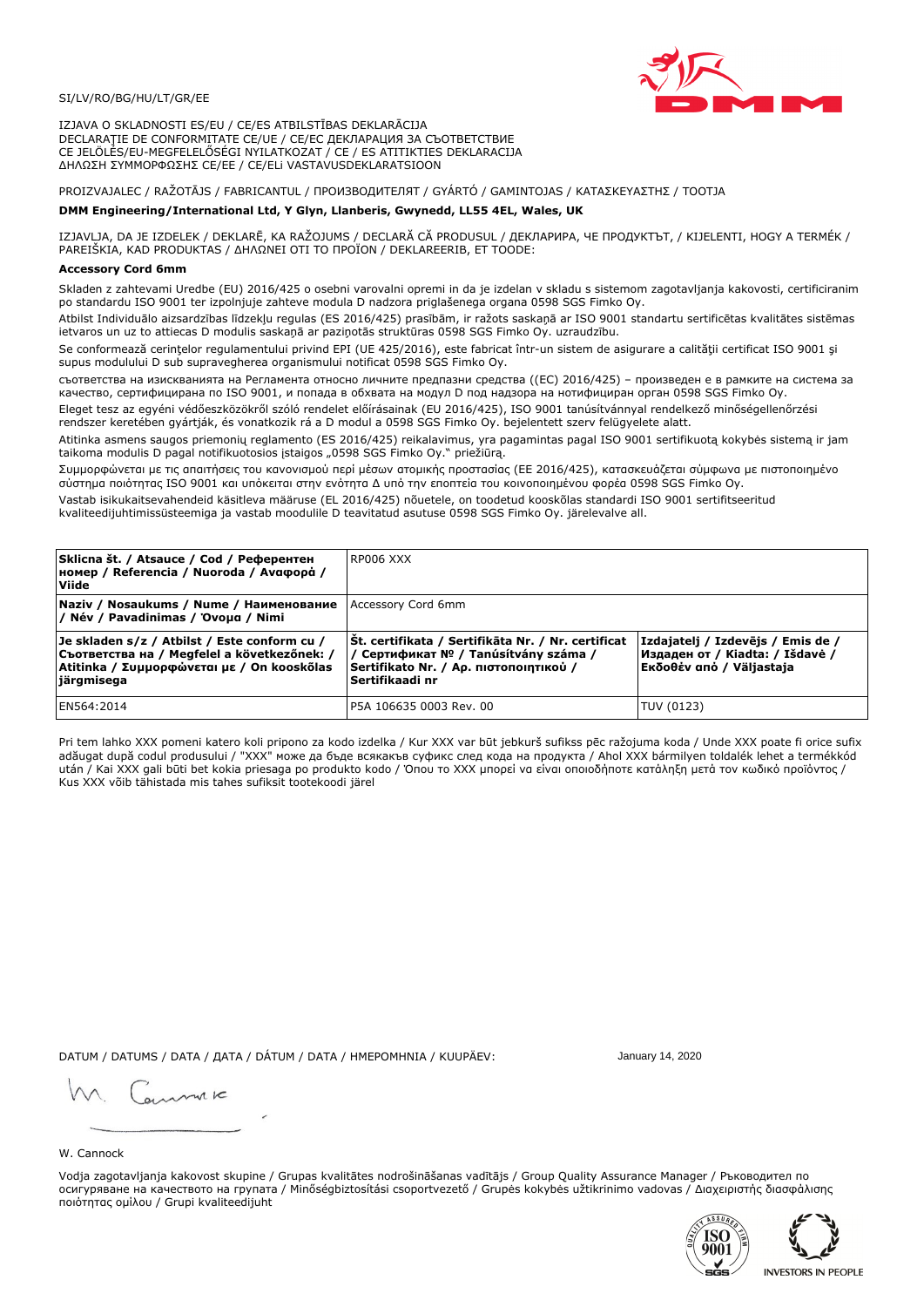SI/LV/RO/BG/HU/LT/GR/EE

IZJAVA O SKLADNOSTI ES/EU / CE/ES ATBILSTĪBAS DEKLARĀCIJA
DECLARAȚIE DE CONFORMITATE CE/UE / CE/ЕС ДЕКЛАРАЦИЯ ЗА СЪОТВЕТСТВИЕ
CE JELÖLÉS/EU-MEGFELELŐSÉGI NYILATKOZAT / CE / ES ATITIKTIES DEKLARACIJA
ΔΗΛΩΣΗ ΣΥΜΜΟΡΦΩΣΗΣ CE/EE / CE/ELi VASTAVUSDEKLARATSIOON

PROIZVAJALEC / RAŽOTĀJS / FABRICANTUL / ПРОИЗВОДИТЕЛЯТ / GYÁRTÓ / GAMINTOJAS / ΚΑΤΑΣΚΕΥΑΣΤΗΣ / TOOTJA

**DMM Engineering/International Ltd, Y Glyn, Llanberis, Gwynedd, LL55 4EL, Wales, UK**

IZJAVLJA, DA JE IZDELEK / DEKLARĒ, KA RAŽOJUMS / DECLARĂ CĂ PRODUSUL / ДЕКЛАРИРА, ЧЕ ПРОДУКТЪТ, / KIJELENTI, HOGY A TERMÉK / PAREIŠKIA, KAD PRODUKTAS / ΔΗΛΩΝΕΙ ΟΤΙ ΤΟ ΠΡΟΪΟΝ / DEKLAREERIB, ET TOODE:

**Accessory Cord 6mm**

Skladen z zahtevami Uredbe (EU) 2016/425 o osebni varovalni opremi in da je izdelan v skladu s sistemom zagotavljanja kakovosti, certificiranim po standardu ISO 9001 ter izpolnjuje zahteve modula D nadzora priglašenega organa 0598 SGS Fimko Oy.

Atbilst Individuālo aizsardzības līdzekļu regulas (ES 2016/425) prasībām, ir ražots saskaņā ar ISO 9001 standartu sertificētas kvalitātes sistēmas ietvaros un uz to attiecas D modulis saskaņā ar paziņotās struktūras 0598 SGS Fimko Oy. uzraudzību.

Se conformează cerințelor regulamentului privind EPI (UE 425/2016), este fabricat într-un sistem de asigurare a calității certificat ISO 9001 și supus modulului D sub supravegherea organismului notificat 0598 SGS Fimko Oy.

съответства на изискванията на Регламента относно личните предпазни средства ((ЕС) 2016/425) – произведен е в рамките на система за качество, сертифицирана по ISO 9001, и попада в обхвата на модул D под надзора на нотифициран орган 0598 SGS Fimko Oy.

Eleget tesz az egyéni védőeszközökről szóló rendelet előírásainak (EU 2016/425), ISO 9001 tanúsítvánnyal rendelkező minőségellenőrzési rendszer keretében gyártják, és vonatkozik rá a D modul a 0598 SGS Fimko Oy. bejelentett szerv felügyelete alatt.

Atitinka asmens saugos priemonių reglamento (ES 2016/425) reikalavimus, yra pagamintas pagal ISO 9001 sertifikuotą kokybės sistemą ir jam taikoma modulis D pagal notifikuotosios įstaigos „0598 SGS Fimko Oy." priežiūrą.

Συμμορφώνεται με τις απαιτήσεις του κανονισμού περί μέσων ατομικής προστασίας (ΕΕ 2016/425), κατασκευάζεται σύμφωνα με πιστοποιημένο σύστημα ποιότητας ISO 9001 και υπόκειται στην ενότητα Δ υπό την εποπτεία του κοινοποιημένου φορέα 0598 SGS Fimko Oy.

Vastab isikukaitsevahendeid käsitleva määruse (EL 2016/425) nõuetele, on toodetud kooskõlas standardi ISO 9001 sertifitseeritud kvaliteedijuhtimissüsteemiga ja vastab moodulile D teavitatud asutuse 0598 SGS Fimko Oy. järelevalve all.

| | | |
|---|---|---|
| **Sklicna št. / Atsauce / Cod / Референтен номер / Referencia / Nuoroda / Αναφορά / Viide** | RP006 XXX | |
| **Naziv / Nosaukums / Nume / Наименование / Név / Pavadinimas / Όνομα / Nimi** | Accessory Cord 6mm | |
| **Je skladen s/z / Atbilst / Este conform cu / Съответства на / Megfelel a következőnek: / Atitinka / Συμμορφώνεται με / On kooskõlas järgmisega** | **Št. certifikata / Sertifikāta Nr. / Nr. certificat / Сертификат № / Tanúsítvány száma / Sertifikato Nr. / Αρ. πιστοποιητικού / Sertifikaadi nr** | **Izdajatelj / Izdevējs / Emis de / Издаден от / Kiadta: / Išdavė / Εκδοθέν από / Väljastaja** |
| EN564:2014 | P5A 106635 0003 Rev. 00 | TUV (0123) |

Pri tem lahko XXX pomeni katero koli pripono za kodo izdelka / Kur XXX var būt jebkurš sufikss pēc ražojuma koda / Unde XXX poate fi orice sufix adăugat după codul produsului / "XXX" може да бъде всякакъв суфикс след кода на продукта / Ahol XXX bármilyen toldalék lehet a termékkód után / Kai XXX gali būti bet kokia priesaga po produkto kodo / Όπου το XXX μπορεί να είναι οποιοδήποτε κατάληξη μετά τον κωδικό προϊόντος / Kus XXX võib tähistada mis tahes sufiksit tootekoodi järel

DATUM / DATUMS / DATA / ДАТА / DÁTUM / DATA / ΗΜΕΡΟΜΗΝΙΑ / KUUPÄEV: January 14, 2020

W. Cannock

Vodja zagotavljanja kakovost skupine / Grupas kvalitātes nodrošināšanas vadītājs / Group Quality Assurance Manager / Ръководител по осигуряване на качеството на групата / Minőségbiztosítási csoportvezető / Grupės kokybės užtikrinimo vadovas / Διαχειριστής διασφάλισης ποιότητας ομίλου / Grupi kvaliteedijuht